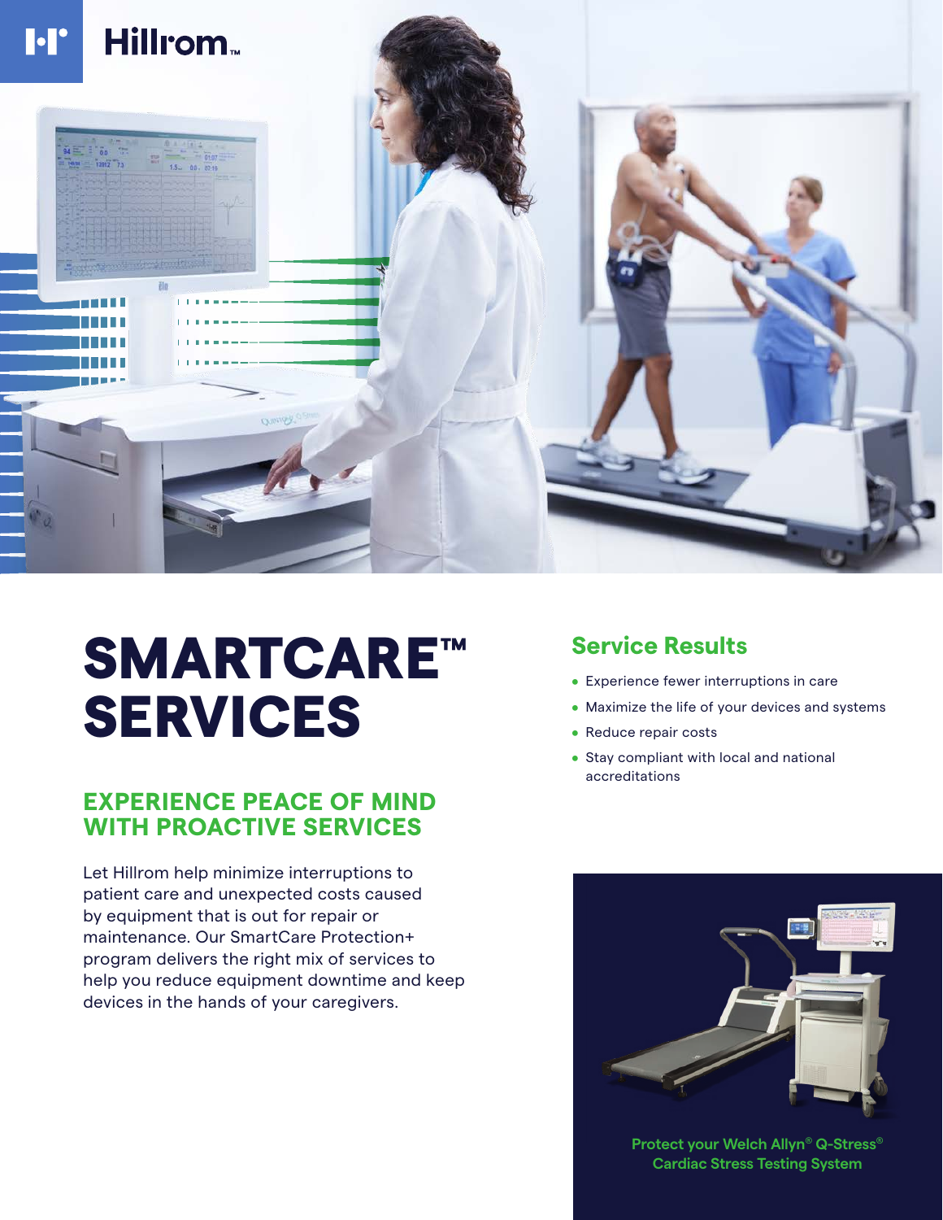# SMARTCARE™ SERVICES

## EXPERIENCE PEACE OF MIND WITH PROACTIVE SERVICES

Let Hillrom help minimize interruptions to patient care and unexpected costs caused by equipment that is out for repair or maintenance. Our SmartCare Protection+ program delivers the right mix of services to help you reduce equipment downtime and keep devices in the hands of your caregivers.

## Service Results

- Experience fewer interruptions in care
- Maximize the life of your devices and systems
- Reduce repair costs
- Stay compliant with local and national accreditations

**Protect your Welch Allyn® Q-Stress® Cardiac Stress Testing System**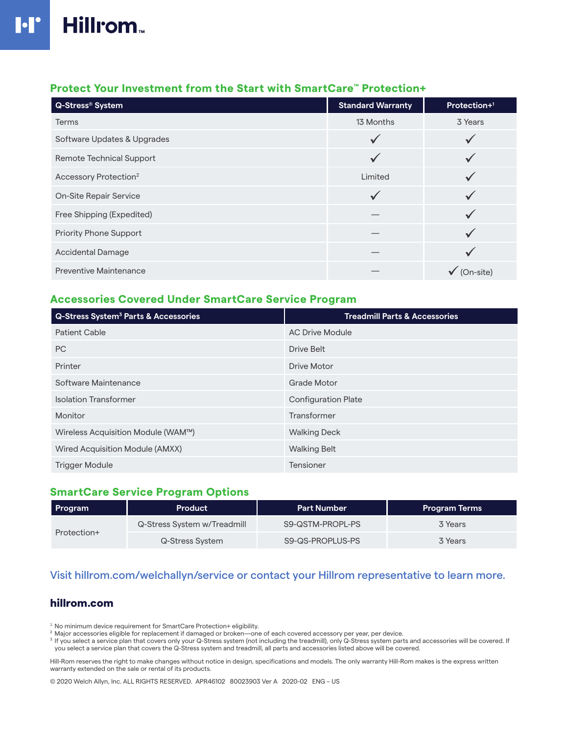## Protect Your Investment from the Start with SmartCare™ Protection+

| Q-Stress® System | Standard Warranty | Protection+[1] |
|---|---|---|
| Terms | 13 Months | 3 Years |
| Software Updates & Upgrades | ✓ | ✓ |
| Remote Technical Support | ✓ | ✓ |
| Accessory Protection[2] | Limited | ✓ |
| On-Site Repair Service | ✓ | ✓ |
| Free Shipping (Expedited) | — | ✓ |
| Priority Phone Support | — | ✓ |
| Accidental Damage | — | ✓ |
| Preventive Maintenance | — | ✓ (On-site) |

## Accessories Covered Under SmartCare Service Program

| Q-Stress System[3] Parts & Accessories | Treadmill Parts & Accessories |
|---|---|
| Patient Cable | AC Drive Module |
| PC | Drive Belt |
| Printer | Drive Motor |
| Software Maintenance | Grade Motor |
| Isolation Transformer | Configuration Plate |
| Monitor | Transformer |
| Wireless Acquisition Module (WAM™) | Walking Deck |
| Wired Acquisition Module (AMXX) | Walking Belt |
| Trigger Module | Tensioner |

## SmartCare Service Program Options

| Program | Product | Part Number | Program Terms |
|---|---|---|---|
| Protection+ | Q-Stress System w/Treadmill | S9-QSTM-PROPL-PS | 3 Years |
| | Q-Stress System | S9-QS-PROPLUS-PS | 3 Years |

Visit hillrom.com/welchallyn/service or contact your Hillrom representative to learn more.

**hillrom.com**

[1] No minimum device requirement for SmartCare Protection+ eligibility.
[2] Major accessories eligible for replacement if damaged or broken—one of each covered accessory per year, per device.
[3] If you select a service plan that covers only your Q-Stress system (not including the treadmill), only Q-Stress system parts and accessories will be covered. If you select a service plan that covers the Q-Stress system and treadmill, all parts and accessories listed above will be covered.

Hill-Rom reserves the right to make changes without notice in design, specifications and models. The only warranty Hill-Rom makes is the express written warranty extended on the sale or rental of its products.

© 2020 Welch Allyn, Inc. ALL RIGHTS RESERVED. APR46102 80023903 Ver A 2020-02 ENG – US